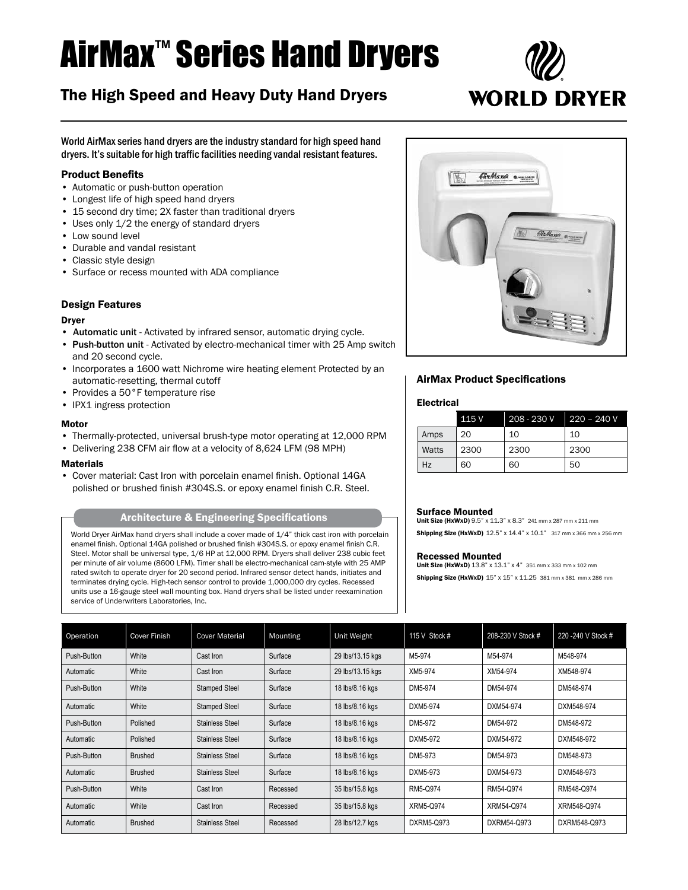# AirMax™ Series Hand Dryers

## The High Speed and Heavy Duty Hand Dryers

WORLD DRYER

World AirMax series hand dryers are the industry standard for high speed hand dryers. It's suitable for high traffic facilities needing vandal resistant features.

### Product Benefits

- Automatic or push-button operation
- Longest life of high speed hand dryers
- 15 second dry time; 2X faster than traditional dryers
- Uses only 1/2 the energy of standard dryers
- Low sound level
- Durable and vandal resistant
- Classic style design
- Surface or recess mounted with ADA compliance

### Design Features

#### Dryer

- **Automatic unit** - Activated by infrared sensor, automatic drying cycle.
- **Push-button unit** - Activated by electro-mechanical timer with 25 Amp switch and 20 second cycle.
- Incorporates a 1600 watt Nichrome wire heating element Protected by an automatic-resetting, thermal cutoff
- Provides a 50°F temperature rise
- IPX1 ingress protection

#### Motor

- Thermally-protected, universal brush-type motor operating at 12,000 RPM
- Delivering 238 CFM air flow at a velocity of 8,624 LFM (98 MPH)

#### Materials

- Cover material: Cast Iron with porcelain enamel finish. Optional 14GA polished or brushed finish #304S.S. or epoxy enamel finish C.R. Steel.

### Architecture & Engineering Specifications

World Dryer AirMax hand dryers shall include a cover made of 1/4" thick cast iron with porcelain enamel finish. Optional 14GA polished or brushed finish #304S.S. or epoxy enamel finish C.R. Steel. Motor shall be universal type, 1/6 HP at 12,000 RPM. Dryers shall deliver 238 cubic feet per minute of air volume (8600 LFM). Timer shall be electro-mechanical cam-style with 25 AMP rated switch to operate dryer for 20 second period. Infrared sensor detect hands, initiates and terminates drying cycle. High-tech sensor control to provide 1,000,000 dry cycles. Recessed units use a 16-gauge steel wall mounting box. Hand dryers shall be listed under reexamination service of Underwriters Laboratories, Inc.

### AirMax Product Specifications

#### Electrical

| | 115 V | 208 - 230 V | 220 – 240 V |
|---|---|---|---|
| Amps | 20 | 10 | 10 |
| Watts | 2300 | 2300 | 2300 |
| Hz | 60 | 60 | 50 |

#### Surface Mounted

**Unit Size (HxWxD)** 9.5" x 11.3" x 8.3" 241 mm x 287 mm x 211 mm

**Shipping Size (HxWxD)** 12.5" x 14.4" x 10.1" 317 mm x 366 mm x 256 mm

#### Recessed Mounted

**Unit Size (HxWxD)** 13.8" x 13.1" x 4" 351 mm x 333 mm x 102 mm

**Shipping Size (HxWxD)** 15" x 15" x 11.25 381 mm x 381 mm x 286 mm

| Operation | Cover Finish | Cover Material | Mounting | Unit Weight | 115 V Stock # | 208-230 V Stock # | 220 -240 V Stock # |
|---|---|---|---|---|---|---|---|
| Push-Button | White | Cast Iron | Surface | 29 lbs/13.15 kgs | M5-974 | M54-974 | M548-974 |
| Automatic | White | Cast Iron | Surface | 29 lbs/13.15 kgs | XM5-974 | XM54-974 | XM548-974 |
| Push-Button | White | Stamped Steel | Surface | 18 lbs/8.16 kgs | DM5-974 | DM54-974 | DM548-974 |
| Automatic | White | Stamped Steel | Surface | 18 lbs/8.16 kgs | DXM5-974 | DXM54-974 | DXM548-974 |
| Push-Button | Polished | Stainless Steel | Surface | 18 lbs/8.16 kgs | DM5-972 | DM54-972 | DM548-972 |
| Automatic | Polished | Stainless Steel | Surface | 18 lbs/8.16 kgs | DXM5-972 | DXM54-972 | DXM548-972 |
| Push-Button | Brushed | Stainless Steel | Surface | 18 lbs/8.16 kgs | DM5-973 | DM54-973 | DM548-973 |
| Automatic | Brushed | Stainless Steel | Surface | 18 lbs/8.16 kgs | DXM5-973 | DXM54-973 | DXM548-973 |
| Push-Button | White | Cast Iron | Recessed | 35 lbs/15.8 kgs | RM5-Q974 | RM54-Q974 | RM548-Q974 |
| Automatic | White | Cast Iron | Recessed | 35 lbs/15.8 kgs | XRM5-Q974 | XRM54-Q974 | XRM548-Q974 |
| Automatic | Brushed | Stainless Steel | Recessed | 28 lbs/12.7 kgs | DXRM5-Q973 | DXRM54-Q973 | DXRM548-Q973 |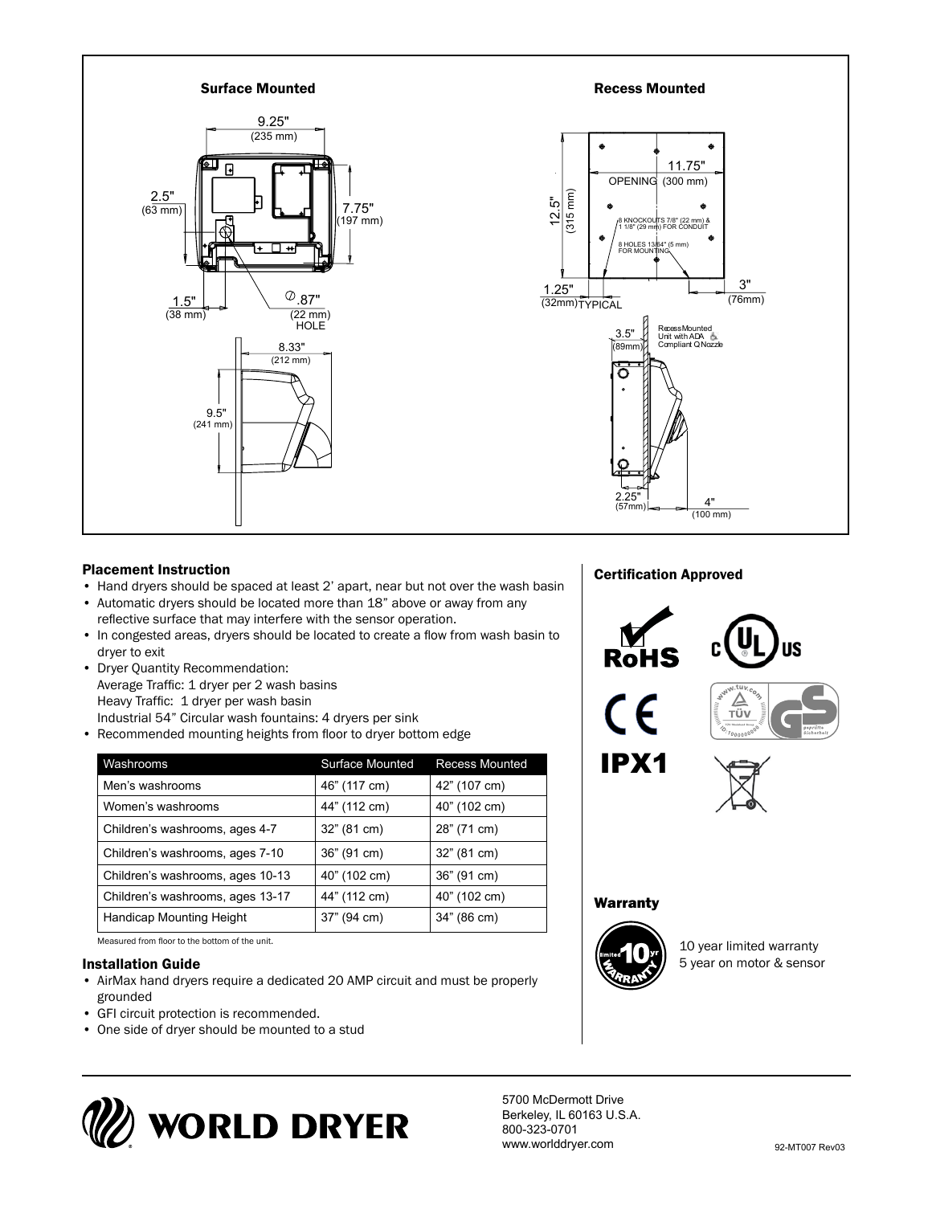**Surface Mounted**

9.25"
(235 mm)
2.5"
(63 mm)
7.75"
(197 mm)
1.5"
(38 mm)
.87"
(22 mm)
HOLE
8.33"
(212 mm)
9.5"
(241 mm)

**Recess Mounted**

11.75"
OPENING (300 mm)
12.5"
(315 mm)
8 KNOCKOUTS 7/8" (22 mm) & 1 1/8" (29 mm) FOR CONDUIT
8 HOLES 13/64" (5 mm) FOR MOUNTING
1.25"
(32mm) TYPICAL
3"
(76mm)
3.5"
(89mm)
Recess Mounted Unit with ADA Compliant Q Nozzle
2.25"
(57mm)
4"
(100 mm)

### Placement Instruction

- Hand dryers should be spaced at least 2' apart, near but not over the wash basin
- Automatic dryers should be located more than 18" above or away from any reflective surface that may interfere with the sensor operation.
- In congested areas, dryers should be located to create a flow from wash basin to dryer to exit
- Dryer Quantity Recommendation:
  Average Traffic: 1 dryer per 2 wash basins
  Heavy Traffic: 1 dryer per wash basin
  Industrial 54" Circular wash fountains: 4 dryers per sink
- Recommended mounting heights from floor to dryer bottom edge

| Washrooms | Surface Mounted | Recess Mounted |
|---|---|---|
| Men's washrooms | 46" (117 cm) | 42" (107 cm) |
| Women's washrooms | 44" (112 cm) | 40" (102 cm) |
| Children's washrooms, ages 4-7 | 32" (81 cm) | 28" (71 cm) |
| Children's washrooms, ages 7-10 | 36" (91 cm) | 32" (81 cm) |
| Children's washrooms, ages 10-13 | 40" (102 cm) | 36" (91 cm) |
| Children's washrooms, ages 13-17 | 44" (112 cm) | 40" (102 cm) |
| Handicap Mounting Height | 37" (94 cm) | 34" (86 cm) |

Measured from floor to the bottom of the unit.

### Installation Guide

- AirMax hand dryers require a dedicated 20 AMP circuit and must be properly grounded
- GFI circuit protection is recommended.
- One side of dryer should be mounted to a stud

### Certification Approved

RoHS
c UL US
CE
IPX1

### Warranty

10 year limited warranty
5 year on motor & sensor

WORLD DRYER

5700 McDermott Drive
Berkeley, IL 60163 U.S.A.
800-323-0701
www.worlddryer.com

92-MT007 Rev03